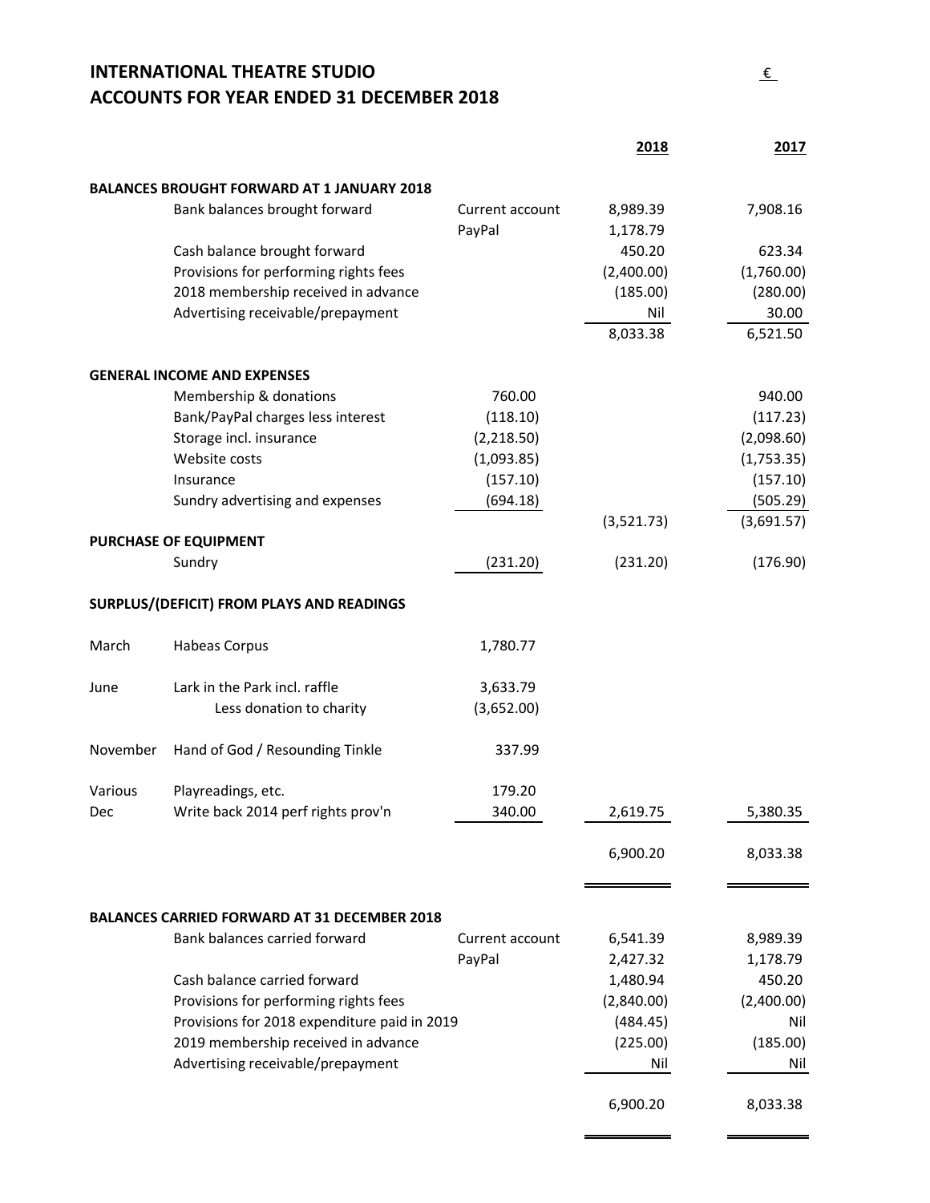# INTERNATIONAL THEATRE STUDIO
# ACCOUNTS FOR YEAR ENDED 31 DECEMBER 2018

€

| | | | 2018 | 2017 |
|---|---|---|---|---|
| **BALANCES BROUGHT FORWARD AT 1 JANUARY 2018** | | | | |
| | Bank balances brought forward | Current account | 8,989.39 | 7,908.16 |
| | | PayPal | 1,178.79 | |
| | Cash balance brought forward | | 450.20 | 623.34 |
| | Provisions for performing rights fees | | (2,400.00) | (1,760.00) |
| | 2018 membership received in advance | | (185.00) | (280.00) |
| | Advertising receivable/prepayment | | Nil | 30.00 |
| | | | 8,033.38 | 6,521.50 |
| **GENERAL INCOME AND EXPENSES** | | | | |
| | Membership & donations | 760.00 | | 940.00 |
| | Bank/PayPal charges less interest | (118.10) | | (117.23) |
| | Storage incl. insurance | (2,218.50) | | (2,098.60) |
| | Website costs | (1,093.85) | | (1,753.35) |
| | Insurance | (157.10) | | (157.10) |
| | Sundry advertising and expenses | (694.18) | | (505.29) |
| | | | (3,521.73) | (3,691.57) |
| **PURCHASE OF EQUIPMENT** | | | | |
| | Sundry | (231.20) | (231.20) | (176.90) |
| **SURPLUS/(DEFICIT) FROM PLAYS AND READINGS** | | | | |
| March | Habeas Corpus | 1,780.77 | | |
| June | Lark in the Park incl. raffle | 3,633.79 | | |
| | Less donation to charity | (3,652.00) | | |
| November | Hand of God / Resounding Tinkle | 337.99 | | |
| Various | Playreadings, etc. | 179.20 | | |
| Dec | Write back 2014 perf rights prov'n | 340.00 | 2,619.75 | 5,380.35 |
| | | | 6,900.20 | 8,033.38 |
| **BALANCES CARRIED FORWARD AT 31 DECEMBER 2018** | | | | |
| | Bank balances carried forward | Current account | 6,541.39 | 8,989.39 |
| | | PayPal | 2,427.32 | 1,178.79 |
| | Cash balance carried forward | | 1,480.94 | 450.20 |
| | Provisions for performing rights fees | | (2,840.00) | (2,400.00) |
| | Provisions for 2018 expenditure paid in 2019 | | (484.45) | Nil |
| | 2019 membership received in advance | | (225.00) | (185.00) |
| | Advertising receivable/prepayment | | Nil | Nil |
| | | | 6,900.20 | 8,033.38 |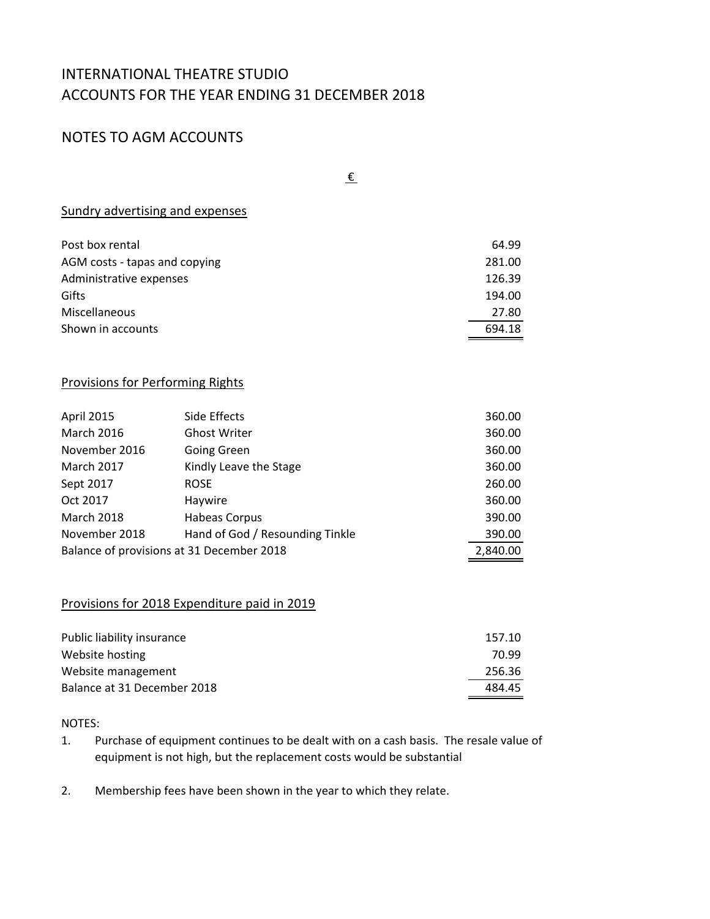# INTERNATIONAL THEATRE STUDIO
# ACCOUNTS FOR THE YEAR ENDING 31 DECEMBER 2018

## NOTES TO AGM ACCOUNTS

€

### Sundry advertising and expenses

| | |
|---|---|
| Post box rental | 64.99 |
| AGM costs - tapas and copying | 281.00 |
| Administrative expenses | 126.39 |
| Gifts | 194.00 |
| Miscellaneous | 27.80 |
| Shown in accounts | 694.18 |

### Provisions for Performing Rights

| | | |
|---|---|---|
| April 2015 | Side Effects | 360.00 |
| March 2016 | Ghost Writer | 360.00 |
| November 2016 | Going Green | 360.00 |
| March 2017 | Kindly Leave the Stage | 360.00 |
| Sept 2017 | ROSE | 260.00 |
| Oct 2017 | Haywire | 360.00 |
| March 2018 | Habeas Corpus | 390.00 |
| November 2018 | Hand of God / Resounding Tinkle | 390.00 |
| Balance of provisions at 31 December 2018 | | 2,840.00 |

### Provisions for 2018 Expenditure paid in 2019

| | |
|---|---|
| Public liability insurance | 157.10 |
| Website hosting | 70.99 |
| Website management | 256.36 |
| Balance at 31 December 2018 | 484.45 |

NOTES:

1. Purchase of equipment continues to be dealt with on a cash basis. The resale value of equipment is not high, but the replacement costs would be substantial

2. Membership fees have been shown in the year to which they relate.